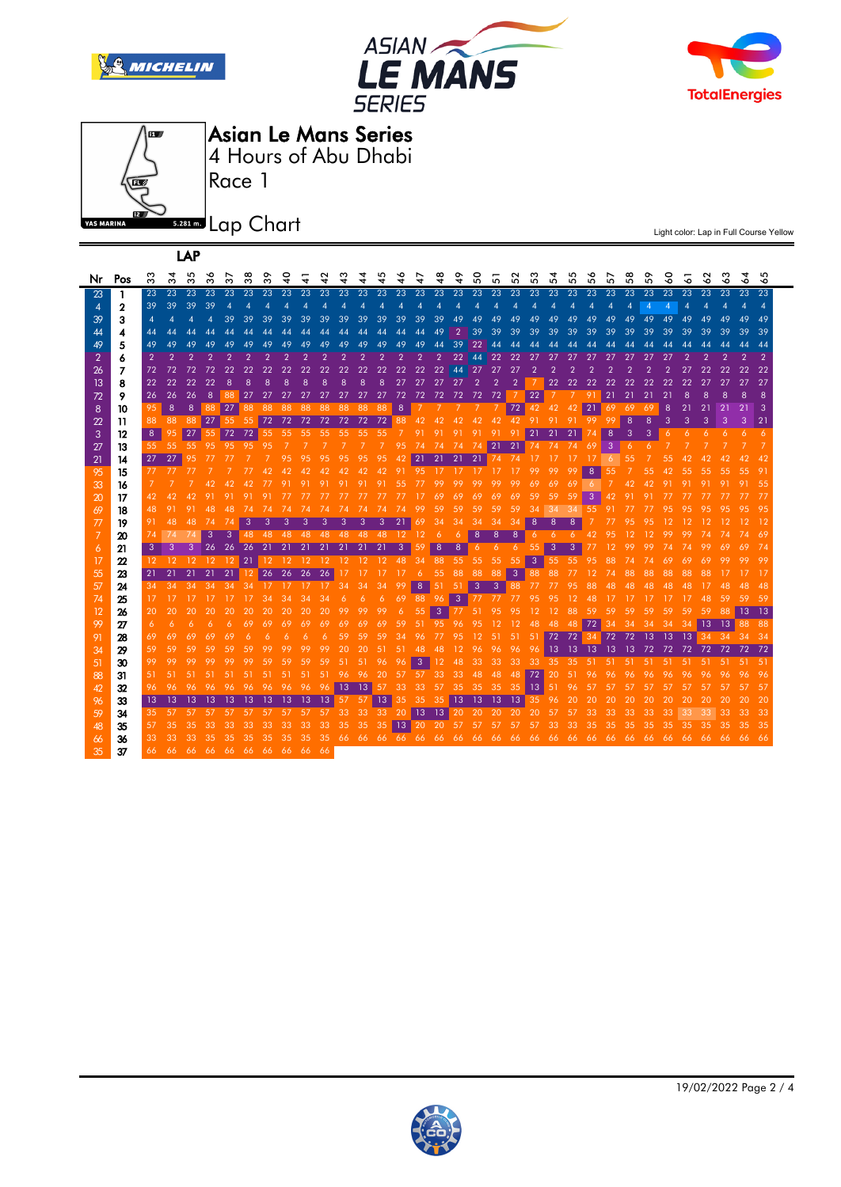# Asian Le Mans Series

4 Hours of Abu Dhabi

Race 1

## Lap Chart

Light color: Lap in Full Course Yellow

| Nr | Pos | 33 | 34 | 35 | 36 | 37 | 38 | 39 | 40 | 41 | 42 | 43 | 44 | 45 | 46 | 47 | 48 | 49 | 50 | 51 | 52 | 53 | 54 | 55 | 56 | 57 | 58 | 59 | 60 | 61 | 62 | 63 | 64 | 65 |
|---|---|---|---|---|---|---|---|---|---|---|---|---|---|---|---|---|---|---|---|---|---|---|---|---|---|---|---|---|---|---|---|---|---|---|
| 23 | 1 | 23 | 23 | 23 | 23 | 23 | 23 | 23 | 23 | 23 | 23 | 23 | 23 | 23 | 23 | 23 | 23 | 23 | 23 | 23 | 23 | 23 | 23 | 23 | 23 | 23 | 23 | 23 | 23 | 23 | 23 | 23 | 23 | 23 |
| 4 | 2 | 39 | 39 | 39 | 39 | 4 | 4 | 4 | 4 | 4 | 4 | 4 | 4 | 4 | 4 | 4 | 4 | 4 | 4 | 4 | 4 | 4 | 4 | 4 | 4 | 4 | 4 | 4 | 4 | 4 | 4 | 4 | 4 | 4 |
| 39 | 3 | 4 | 4 | 4 | 4 | 39 | 39 | 39 | 39 | 39 | 39 | 39 | 39 | 39 | 39 | 39 | 39 | 49 | 49 | 49 | 49 | 49 | 49 | 49 | 49 | 49 | 49 | 49 | 49 | 49 | 49 | 49 | 49 | 49 |
| 44 | 4 | 44 | 44 | 44 | 44 | 44 | 44 | 44 | 44 | 44 | 44 | 44 | 44 | 44 | 44 | 44 | 49 | 2 | 39 | 39 | 39 | 39 | 39 | 39 | 39 | 39 | 39 | 39 | 39 | 39 | 39 | 39 | 39 | 39 |
| 49 | 5 | 49 | 49 | 49 | 49 | 49 | 49 | 49 | 49 | 49 | 49 | 49 | 49 | 49 | 49 | 49 | 44 | 39 | 22 | 44 | 44 | 44 | 44 | 44 | 44 | 44 | 44 | 44 | 44 | 44 | 44 | 44 | 44 | 44 |
| 2 | 6 | 2 | 2 | 2 | 2 | 2 | 2 | 2 | 2 | 2 | 2 | 2 | 2 | 2 | 2 | 2 | 2 | 22 | 44 | 22 | 22 | 27 | 27 | 27 | 27 | 27 | 27 | 27 | 27 | 2 | 2 | 2 | 2 | 2 |
| 26 | 7 | 72 | 72 | 72 | 72 | 22 | 22 | 22 | 22 | 22 | 22 | 22 | 22 | 22 | 22 | 22 | 22 | 44 | 27 | 27 | 27 | 2 | 2 | 2 | 2 | 2 | 2 | 2 | 2 | 27 | 22 | 22 | 22 | 22 |
| 13 | 8 | 22 | 22 | 22 | 22 | 8 | 8 | 8 | 8 | 8 | 8 | 8 | 8 | 8 | 27 | 27 | 27 | 27 | 2 | 2 | 2 | 7 | 22 | 22 | 22 | 22 | 22 | 22 | 22 | 22 | 27 | 27 | 27 | 27 |
| 72 | 9 | 26 | 26 | 26 | 8 | 88 | 27 | 27 | 27 | 27 | 27 | 27 | 27 | 27 | 72 | 72 | 72 | 72 | 72 | 72 | 7 | 22 | 7 | 7 | 91 | 21 | 21 | 21 | 21 | 8 | 8 | 8 | 8 | 8 |
| 8 | 10 | 95 | 8 | 8 | 88 | 27 | 88 | 88 | 88 | 88 | 88 | 88 | 88 | 88 | 8 | 7 | 7 | 7 | 7 | 7 | 72 | 42 | 42 | 42 | 21 | 69 | 69 | 69 | 8 | 21 | 21 | 21 | 21 | 3 |
| 22 | 11 | 88 | 88 | 88 | 27 | 55 | 55 | 72 | 72 | 72 | 72 | 72 | 72 | 72 | 88 | 42 | 42 | 42 | 42 | 42 | 42 | 91 | 91 | 91 | 99 | 99 | 8 | 8 | 3 | 3 | 3 | 3 | 3 | 21 |
| 3 | 12 | 8 | 95 | 27 | 55 | 72 | 72 | 55 | 55 | 55 | 55 | 55 | 55 | 55 | 7 | 91 | 91 | 91 | 91 | 91 | 91 | 21 | 21 | 21 | 74 | 8 | 3 | 3 | 6 | 6 | 6 | 6 | 6 | 6 |
| 27 | 13 | 55 | 55 | 55 | 95 | 95 | 95 | 95 | 7 | 7 | 7 | 7 | 7 | 7 | 95 | 74 | 74 | 74 | 74 | 21 | 21 | 74 | 74 | 74 | 69 | 3 | 6 | 6 | 7 | 7 | 7 | 7 | 7 | 7 |
| 21 | 14 | 27 | 27 | 95 | 77 | 77 | 7 | 7 | 95 | 95 | 95 | 95 | 95 | 95 | 42 | 21 | 21 | 21 | 21 | 74 | 74 | 17 | 17 | 17 | 17 | 6 | 55 | 7 | 55 | 42 | 42 | 42 | 42 | 42 |
| 95 | 15 | 77 | 77 | 77 | 7 | 7 | 77 | 42 | 42 | 42 | 42 | 42 | 42 | 42 | 91 | 95 | 17 | 17 | 17 | 17 | 17 | 99 | 99 | 99 | 8 | 55 | 7 | 55 | 42 | 55 | 55 | 55 | 55 | 91 |
| 33 | 16 | 7 | 7 | 7 | 42 | 42 | 42 | 77 | 91 | 91 | 91 | 91 | 91 | 91 | 55 | 77 | 99 | 99 | 99 | 99 | 99 | 69 | 69 | 69 | 6 | 7 | 42 | 42 | 91 | 91 | 91 | 91 | 91 | 55 |
| 20 | 17 | 42 | 42 | 42 | 91 | 91 | 91 | 91 | 77 | 77 | 77 | 77 | 77 | 77 | 77 | 17 | 69 | 69 | 69 | 69 | 69 | 59 | 59 | 59 | 3 | 42 | 91 | 91 | 77 | 77 | 77 | 77 | 77 | 77 |
| 69 | 18 | 48 | 91 | 91 | 48 | 48 | 74 | 74 | 74 | 74 | 74 | 74 | 74 | 74 | 74 | 99 | 59 | 59 | 59 | 59 | 59 | 34 | 34 | 34 | 55 | 91 | 77 | 77 | 95 | 95 | 95 | 95 | 95 | 95 |
| 77 | 19 | 91 | 48 | 48 | 74 | 74 | 3 | 3 | 3 | 3 | 3 | 3 | 3 | 3 | 21 | 69 | 34 | 34 | 34 | 34 | 34 | 8 | 8 | 8 | 7 | 77 | 95 | 95 | 12 | 12 | 12 | 12 | 12 | 12 |
| 7 | 20 | 74 | 74 | 74 | 3 | 3 | 48 | 48 | 48 | 48 | 48 | 48 | 48 | 48 | 12 | 12 | 6 | 6 | 8 | 8 | 8 | 6 | 6 | 6 | 42 | 95 | 12 | 12 | 99 | 99 | 74 | 74 | 74 | 69 |
| 6 | 21 | 3 | 3 | 3 | 26 | 26 | 26 | 21 | 21 | 21 | 21 | 21 | 21 | 21 | 3 | 59 | 8 | 8 | 6 | 6 | 6 | 55 | 3 | 3 | 77 | 12 | 99 | 99 | 74 | 74 | 99 | 69 | 69 | 74 |
| 17 | 22 | 12 | 12 | 12 | 12 | 12 | 21 | 12 | 12 | 12 | 12 | 12 | 12 | 12 | 48 | 34 | 88 | 55 | 55 | 55 | 55 | 3 | 55 | 55 | 95 | 88 | 74 | 74 | 69 | 69 | 69 | 99 | 99 | 99 |
| 55 | 23 | 21 | 21 | 21 | 21 | 21 | 12 | 26 | 26 | 26 | 26 | 17 | 17 | 17 | 17 | 6 | 55 | 88 | 88 | 88 | 3 | 88 | 88 | 77 | 12 | 74 | 88 | 88 | 88 | 88 | 88 | 17 | 17 | 17 |
| 57 | 24 | 34 | 34 | 34 | 34 | 34 | 34 | 17 | 17 | 17 | 17 | 34 | 34 | 34 | 99 | 8 | 51 | 51 | 3 | 3 | 88 | 77 | 77 | 95 | 88 | 48 | 48 | 48 | 48 | 48 | 17 | 48 | 48 | 48 |
| 74 | 25 | 17 | 17 | 17 | 17 | 17 | 17 | 34 | 34 | 34 | 34 | 6 | 6 | 6 | 69 | 88 | 96 | 3 | 77 | 77 | 77 | 95 | 95 | 12 | 48 | 17 | 17 | 17 | 17 | 17 | 48 | 59 | 59 | 59 |
| 12 | 26 | 20 | 20 | 20 | 20 | 20 | 20 | 20 | 20 | 20 | 20 | 99 | 99 | 99 | 6 | 55 | 3 | 77 | 51 | 95 | 95 | 12 | 12 | 88 | 59 | 59 | 59 | 59 | 59 | 59 | 59 | 88 | 13 | 13 |
| 99 | 27 | 6 | 6 | 6 | 6 | 6 | 69 | 69 | 69 | 69 | 69 | 69 | 69 | 69 | 59 | 51 | 95 | 96 | 95 | 12 | 12 | 48 | 48 | 48 | 72 | 34 | 34 | 34 | 34 | 34 | 13 | 13 | 88 | 88 |
| 91 | 28 | 69 | 69 | 69 | 69 | 69 | 6 | 6 | 6 | 6 | 6 | 59 | 59 | 59 | 34 | 96 | 77 | 95 | 12 | 51 | 51 | 51 | 72 | 72 | 34 | 72 | 72 | 13 | 13 | 13 | 34 | 34 | 34 | 34 |
| 34 | 29 | 59 | 59 | 59 | 59 | 59 | 59 | 99 | 99 | 99 | 99 | 20 | 20 | 51 | 51 | 48 | 48 | 12 | 96 | 96 | 96 | 96 | 13 | 13 | 13 | 13 | 13 | 72 | 72 | 72 | 72 | 72 | 72 | 72 |
| 51 | 30 | 99 | 99 | 99 | 99 | 99 | 99 | 59 | 59 | 59 | 59 | 51 | 51 | 96 | 96 | 3 | 12 | 48 | 33 | 33 | 33 | 33 | 35 | 35 | 51 | 51 | 51 | 51 | 51 | 51 | 51 | 51 | 51 | 51 |
| 88 | 31 | 51 | 51 | 51 | 51 | 51 | 51 | 51 | 51 | 51 | 51 | 96 | 96 | 20 | 57 | 57 | 33 | 33 | 48 | 48 | 48 | 72 | 20 | 51 | 96 | 96 | 96 | 96 | 96 | 96 | 96 | 96 | 96 | 96 |
| 42 | 32 | 96 | 96 | 96 | 96 | 96 | 96 | 96 | 96 | 96 | 96 | 13 | 13 | 57 | 33 | 33 | 57 | 35 | 35 | 35 | 35 | 13 | 51 | 96 | 57 | 57 | 57 | 57 | 57 | 57 | 57 | 57 | 57 | 57 |
| 96 | 33 | 13 | 13 | 13 | 13 | 13 | 13 | 13 | 13 | 13 | 13 | 57 | 57 | 13 | 35 | 35 | 35 | 13 | 13 | 13 | 13 | 35 | 96 | 20 | 20 | 20 | 20 | 20 | 20 | 20 | 20 | 20 | 20 | 20 |
| 59 | 34 | 35 | 57 | 57 | 57 | 57 | 57 | 57 | 57 | 57 | 57 | 33 | 33 | 33 | 20 | 13 | 13 | 20 | 20 | 20 | 20 | 20 | 57 | 57 | 33 | 33 | 33 | 33 | 33 | 33 | 33 | 33 | 33 | 33 |
| 48 | 35 | 57 | 35 | 35 | 33 | 33 | 33 | 33 | 33 | 33 | 33 | 35 | 35 | 35 | 13 | 20 | 20 | 57 | 57 | 57 | 57 | 57 | 33 | 33 | 35 | 35 | 35 | 35 | 35 | 35 | 35 | 35 | 35 | 35 |
| 66 | 36 | 33 | 33 | 33 | 35 | 35 | 35 | 35 | 35 | 35 | 35 | 66 | 66 | 66 | 66 | 66 | 66 | 66 | 66 | 66 | 66 | 66 | 66 | 66 | 66 | 66 | 66 | 66 | 66 | 66 | 66 | 66 | 66 | 66 |
| 35 | 37 | 66 | 66 | 66 | 66 | 66 | 66 | 66 | 66 | 66 | 66 | | | | | | | | | | | | | | | | | | | | | | | |

19/02/2022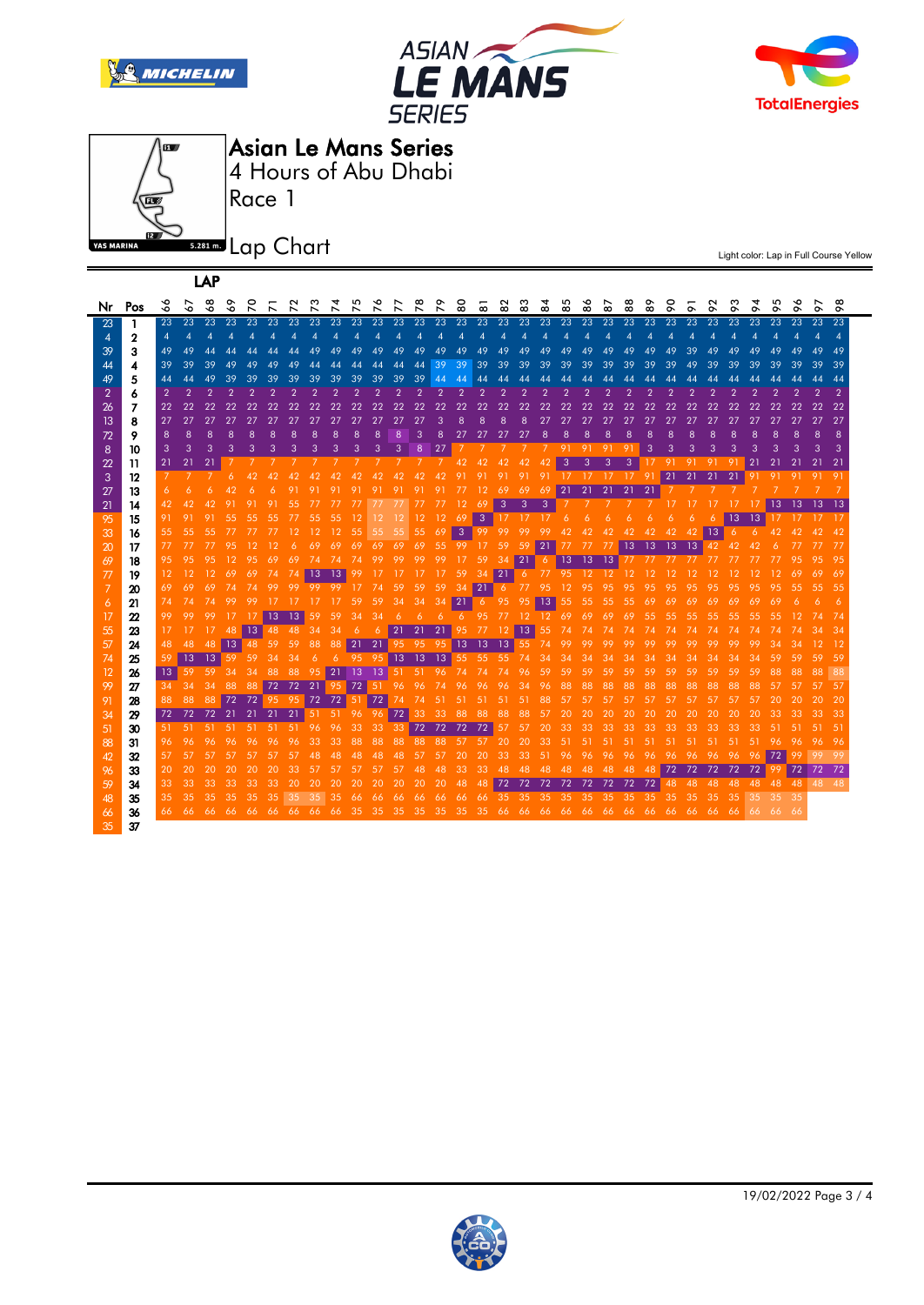# Asian Le Mans Series

## 4 Hours of Abu Dhabi

### Race 1

YAS MARINA 5.281 m.

## Lap Chart

Light color: Lap in Full Course Yellow

| Nr | Pos | 66 | 67 | 68 | 69 | 70 | 71 | 72 | 73 | 74 | 75 | 76 | 77 | 78 | 79 | 80 | 81 | 82 | 83 | 84 | 85 | 86 | 87 | 88 | 89 | 90 | 91 | 92 | 93 | 94 | 95 | 96 | 97 | 98 |
|---|---|---|---|---|---|---|---|---|---|---|---|---|---|---|---|---|---|---|---|---|---|---|---|---|---|---|---|---|---|---|---|---|---|---|
| 23 | 1 | 23 | 23 | 23 | 23 | 23 | 23 | 23 | 23 | 23 | 23 | 23 | 23 | 23 | 23 | 23 | 23 | 23 | 23 | 23 | 23 | 23 | 23 | 23 | 23 | 23 | 23 | 23 | 23 | 23 | 23 | 23 | 23 | 23 |
| 4 | 2 | 4 | 4 | 4 | 4 | 4 | 4 | 4 | 4 | 4 | 4 | 4 | 4 | 4 | 4 | 4 | 4 | 4 | 4 | 4 | 4 | 4 | 4 | 4 | 4 | 4 | 4 | 4 | 4 | 4 | 4 | 4 | 4 | 4 |
| 39 | 3 | 49 | 49 | 44 | 44 | 44 | 44 | 44 | 49 | 49 | 49 | 49 | 49 | 49 | 49 | 49 | 49 | 49 | 49 | 49 | 49 | 49 | 49 | 49 | 49 | 49 | 39 | 49 | 49 | 49 | 49 | 49 | 49 | 49 |
| 44 | 4 | 39 | 39 | 39 | 49 | 49 | 49 | 49 | 44 | 44 | 44 | 44 | 44 | 44 | 39 | 39 | 39 | 39 | 39 | 39 | 39 | 39 | 39 | 39 | 39 | 39 | 49 | 39 | 39 | 39 | 39 | 39 | 39 | 39 |
| 49 | 5 | 44 | 44 | 49 | 39 | 39 | 39 | 39 | 39 | 39 | 39 | 39 | 39 | 39 | 44 | 44 | 44 | 44 | 44 | 44 | 44 | 44 | 44 | 44 | 44 | 44 | 44 | 44 | 44 | 44 | 44 | 44 | 44 | 44 |
| 2 | 6 | 2 | 2 | 2 | 2 | 2 | 2 | 2 | 2 | 2 | 2 | 2 | 2 | 2 | 2 | 2 | 2 | 2 | 2 | 2 | 2 | 2 | 2 | 2 | 2 | 2 | 2 | 2 | 2 | 2 | 2 | 2 | 2 | 2 |
| 26 | 7 | 22 | 22 | 22 | 22 | 22 | 22 | 22 | 22 | 22 | 22 | 22 | 22 | 22 | 22 | 22 | 22 | 22 | 22 | 22 | 22 | 22 | 22 | 22 | 22 | 22 | 22 | 22 | 22 | 22 | 22 | 22 | 22 | 22 |
| 13 | 8 | 27 | 27 | 27 | 27 | 27 | 27 | 27 | 27 | 27 | 27 | 27 | 27 | 27 | 3 | 8 | 8 | 8 | 8 | 27 | 27 | 27 | 27 | 27 | 27 | 27 | 27 | 27 | 27 | 27 | 27 | 27 | 27 | 27 |
| 72 | 9 | 8 | 8 | 8 | 8 | 8 | 8 | 8 | 8 | 8 | 8 | 8 | 8 | 3 | 8 | 27 | 27 | 27 | 27 | 8 | 8 | 8 | 8 | 8 | 8 | 8 | 8 | 8 | 8 | 8 | 8 | 8 | 8 | 8 |
| 8 | 10 | 3 | 3 | 3 | 3 | 3 | 3 | 3 | 3 | 3 | 3 | 3 | 3 | 8 | 27 | 7 | 7 | 7 | 7 | 7 | 91 | 91 | 91 | 91 | 3 | 3 | 3 | 3 | 3 | 3 | 3 | 3 | 3 | 3 |
| 22 | 11 | 21 | 21 | 21 | 7 | 7 | 7 | 7 | 7 | 7 | 7 | 7 | 7 | 7 | 7 | 42 | 42 | 42 | 42 | 42 | 3 | 3 | 3 | 3 | 17 | 91 | 91 | 91 | 91 | 21 | 21 | 21 | 21 | 21 |
| 3 | 12 | 7 | 7 | 7 | 6 | 42 | 42 | 42 | 42 | 42 | 42 | 42 | 42 | 42 | 42 | 91 | 91 | 91 | 91 | 91 | 17 | 17 | 17 | 17 | 91 | 21 | 21 | 21 | 21 | 91 | 91 | 91 | 91 | 91 |
| 27 | 13 | 6 | 6 | 6 | 42 | 6 | 6 | 91 | 91 | 91 | 91 | 91 | 91 | 91 | 91 | 77 | 12 | 69 | 69 | 69 | 21 | 21 | 21 | 21 | 21 | 7 | 7 | 7 | 7 | 7 | 7 | 7 | 7 | 7 |
| 21 | 14 | 42 | 42 | 42 | 91 | 91 | 91 | 55 | 77 | 77 | 77 | 77 | 77 | 77 | 77 | 12 | 69 | 3 | 3 | 3 | 7 | 7 | 7 | 7 | 7 | 17 | 17 | 17 | 17 | 17 | 13 | 13 | 13 | 13 |
| 95 | 15 | 91 | 91 | 91 | 55 | 55 | 55 | 77 | 55 | 55 | 12 | 12 | 12 | 12 | 12 | 69 | 3 | 17 | 17 | 17 | 6 | 6 | 6 | 6 | 6 | 6 | 6 | 6 | 13 | 13 | 17 | 17 | 17 | 17 |
| 33 | 16 | 55 | 55 | 55 | 77 | 77 | 77 | 12 | 12 | 12 | 55 | 55 | 55 | 55 | 69 | 3 | 99 | 99 | 99 | 99 | 42 | 42 | 42 | 42 | 42 | 42 | 42 | 13 | 6 | 6 | 42 | 42 | 42 | 42 |
| 20 | 17 | 77 | 77 | 77 | 95 | 12 | 12 | 6 | 69 | 69 | 69 | 69 | 69 | 69 | 55 | 99 | 17 | 59 | 59 | 21 | 77 | 77 | 77 | 13 | 13 | 13 | 13 | 42 | 42 | 42 | 6 | 77 | 77 | 77 |
| 69 | 18 | 95 | 95 | 95 | 12 | 95 | 69 | 69 | 74 | 74 | 74 | 99 | 99 | 99 | 99 | 17 | 59 | 34 | 21 | 6 | 13 | 13 | 13 | 77 | 77 | 77 | 77 | 77 | 77 | 77 | 77 | 95 | 95 | 95 |
| 77 | 19 | 12 | 12 | 12 | 69 | 69 | 74 | 74 | 13 | 13 | 99 | 17 | 17 | 17 | 17 | 59 | 34 | 21 | 6 | 77 | 95 | 12 | 12 | 12 | 12 | 12 | 12 | 12 | 12 | 12 | 12 | 69 | 69 | 69 |
| 7 | 20 | 69 | 69 | 69 | 74 | 74 | 99 | 99 | 99 | 99 | 17 | 74 | 59 | 59 | 59 | 34 | 21 | 6 | 77 | 95 | 12 | 95 | 95 | 95 | 95 | 95 | 95 | 95 | 95 | 95 | 95 | 55 | 55 | 55 |
| 6 | 21 | 74 | 74 | 74 | 99 | 99 | 17 | 17 | 17 | 17 | 59 | 59 | 34 | 34 | 34 | 21 | 6 | 95 | 95 | 13 | 55 | 55 | 55 | 55 | 69 | 69 | 69 | 69 | 69 | 69 | 69 | 6 | 6 | 6 |
| 17 | 22 | 99 | 99 | 99 | 17 | 17 | 13 | 13 | 59 | 59 | 34 | 34 | 6 | 6 | 6 | 6 | 95 | 77 | 12 | 12 | 69 | 69 | 69 | 69 | 55 | 55 | 55 | 55 | 55 | 55 | 55 | 12 | 74 | 74 |
| 55 | 23 | 17 | 17 | 17 | 48 | 13 | 48 | 48 | 34 | 34 | 6 | 6 | 21 | 21 | 21 | 95 | 77 | 12 | 13 | 55 | 74 | 74 | 74 | 74 | 74 | 74 | 74 | 74 | 74 | 74 | 74 | 74 | 34 | 34 |
| 57 | 24 | 48 | 48 | 48 | 13 | 48 | 59 | 59 | 88 | 88 | 21 | 21 | 95 | 95 | 95 | 13 | 13 | 13 | 55 | 74 | 99 | 99 | 99 | 99 | 99 | 99 | 99 | 99 | 99 | 99 | 34 | 34 | 12 | 12 |
| 74 | 25 | 59 | 13 | 13 | 59 | 59 | 34 | 34 | 6 | 6 | 95 | 95 | 13 | 13 | 13 | 55 | 55 | 55 | 74 | 34 | 34 | 34 | 34 | 34 | 34 | 34 | 34 | 34 | 34 | 34 | 59 | 59 | 59 | 59 |
| 12 | 26 | 13 | 59 | 59 | 34 | 34 | 88 | 88 | 95 | 21 | 13 | 13 | 51 | 51 | 96 | 74 | 74 | 74 | 96 | 59 | 59 | 59 | 59 | 59 | 59 | 59 | 59 | 59 | 59 | 59 | 88 | 88 | 88 | 88 |
| 99 | 27 | 34 | 34 | 34 | 88 | 88 | 72 | 72 | 21 | 95 | 72 | 51 | 96 | 96 | 74 | 96 | 96 | 96 | 34 | 96 | 88 | 88 | 88 | 88 | 88 | 88 | 88 | 88 | 88 | 88 | 57 | 57 | 57 | 57 |
| 91 | 28 | 88 | 88 | 88 | 72 | 72 | 95 | 95 | 72 | 72 | 51 | 72 | 74 | 74 | 51 | 51 | 51 | 51 | 51 | 88 | 57 | 57 | 57 | 57 | 57 | 57 | 57 | 57 | 57 | 57 | 20 | 20 | 20 | 20 |
| 34 | 29 | 72 | 72 | 72 | 21 | 21 | 21 | 21 | 51 | 51 | 96 | 96 | 72 | 33 | 33 | 88 | 88 | 88 | 88 | 57 | 20 | 20 | 20 | 20 | 20 | 20 | 20 | 20 | 20 | 20 | 33 | 33 | 33 | 33 |
| 51 | 30 | 51 | 51 | 51 | 51 | 51 | 51 | 51 | 96 | 96 | 33 | 33 | 33 | 72 | 72 | 72 | 72 | 57 | 57 | 20 | 33 | 33 | 33 | 33 | 33 | 33 | 33 | 33 | 33 | 33 | 51 | 51 | 51 | 51 |
| 88 | 31 | 96 | 96 | 96 | 96 | 96 | 96 | 96 | 33 | 33 | 88 | 88 | 88 | 88 | 57 | 57 | 20 | 20 | 33 | 51 | 51 | 51 | 51 | 51 | 51 | 51 | 51 | 51 | 51 | 51 | 96 | 96 | 96 | 96 |
| 42 | 32 | 57 | 57 | 57 | 57 | 57 | 57 | 57 | 48 | 48 | 48 | 48 | 48 | 57 | 57 | 20 | 20 | 33 | 33 | 51 | 96 | 96 | 96 | 96 | 96 | 96 | 96 | 96 | 96 | 96 | 72 | 99 | 99 | 99 |
| 96 | 33 | 20 | 20 | 20 | 20 | 20 | 20 | 33 | 57 | 57 | 57 | 57 | 57 | 48 | 48 | 33 | 33 | 48 | 48 | 48 | 48 | 48 | 48 | 48 | 48 | 72 | 72 | 72 | 72 | 72 | 99 | 72 | 72 | 72 |
| 59 | 34 | 33 | 33 | 33 | 33 | 33 | 33 | 20 | 20 | 20 | 20 | 20 | 20 | 20 | 48 | 48 | 72 | 72 | 72 | 72 | 72 | 72 | 72 | 72 | 72 | 48 | 48 | 48 | 48 | 48 | 48 | 48 | 48 | 48 |
| 48 | 35 | 35 | 35 | 35 | 35 | 35 | 35 | 35 | 35 | 35 | 66 | 66 | 66 | 66 | 66 | 66 | 66 | 35 | 35 | 35 | 35 | 35 | 35 | 35 | 35 | 35 | 35 | 35 | 35 | 35 | 35 | 35 | | |
| 66 | 36 | 66 | 66 | 66 | 66 | 66 | 66 | 66 | 66 | 66 | 35 | 35 | 35 | 35 | 35 | 35 | 35 | 66 | 66 | 66 | 66 | 66 | 66 | 66 | 66 | 66 | 66 | 66 | 66 | 66 | 66 | 66 | | |
| 35 | 37 | | | | | | | | | | | | | | | | | | | | | | | | | | | | | | | | | |

19/02/2022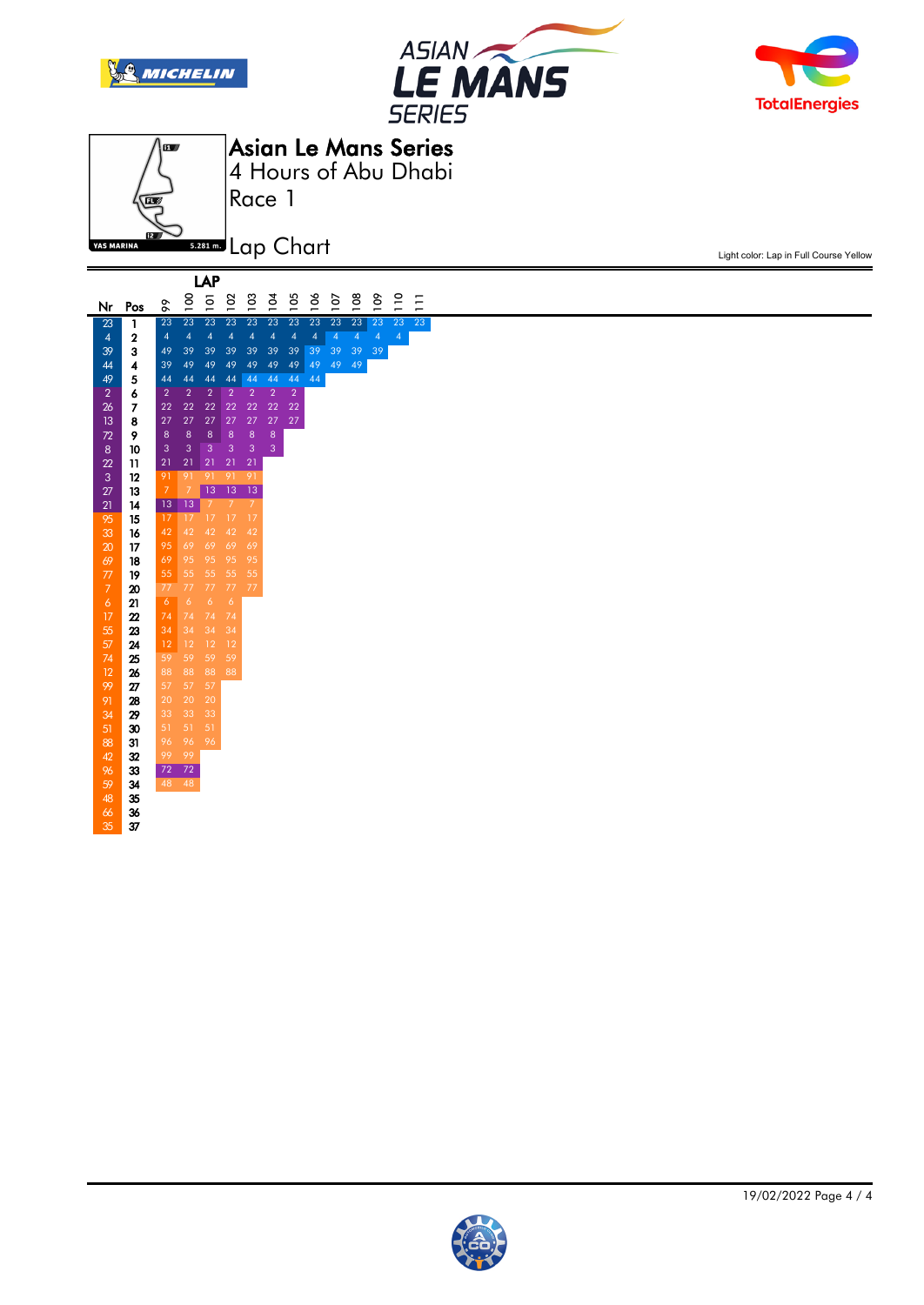# Asian Le Mans Series

4 Hours of Abu Dhabi

Race 1

Lap Chart

Light color: Lap in Full Course Yellow

| | | LAP | | | | | | | | | | | | |
|---|---|---|---|---|---|---|---|---|---|---|---|---|---|---|
| Nr | Pos | 99 | 100 | 101 | 102 | 103 | 104 | 105 | 106 | 107 | 108 | 109 | 110 | 111 |
| 23 | 1 | 23 | 23 | 23 | 23 | 23 | 23 | 23 | 23 | 23 | 23 | 23 | 23 | 23 |
| 4 | 2 | 4 | 4 | 4 | 4 | 4 | 4 | 4 | 4 | 4 | 4 | 4 | 4 | |
| 39 | 3 | 49 | 39 | 39 | 39 | 39 | 39 | 39 | 39 | 39 | 39 | 39 | | |
| 44 | 4 | 39 | 49 | 49 | 49 | 49 | 49 | 49 | 49 | 49 | 49 | | | |
| 49 | 5 | 44 | 44 | 44 | 44 | 44 | 44 | 44 | 44 | | | | | |
| 2 | 6 | 2 | 2 | 2 | 2 | 2 | 2 | 2 | | | | | | |
| 26 | 7 | 22 | 22 | 22 | 22 | 22 | 22 | 22 | | | | | | |
| 13 | 8 | 27 | 27 | 27 | 27 | 27 | 27 | 27 | | | | | | |
| 72 | 9 | 8 | 8 | 8 | 8 | 8 | 8 | | | | | | | |
| 8 | 10 | 3 | 3 | 3 | 3 | 3 | 3 | | | | | | | |
| 22 | 11 | 21 | 21 | 21 | 21 | 21 | | | | | | | | |
| 3 | 12 | 91 | 91 | 91 | 91 | 91 | | | | | | | | |
| 27 | 13 | 7 | 7 | 13 | 13 | 13 | | | | | | | | |
| 21 | 14 | 13 | 13 | 7 | 7 | 7 | | | | | | | | |
| 95 | 15 | 17 | 17 | 17 | 17 | 17 | | | | | | | | |
| 33 | 16 | 42 | 42 | 42 | 42 | 42 | | | | | | | | |
| 20 | 17 | 95 | 69 | 69 | 69 | 69 | | | | | | | | |
| 69 | 18 | 69 | 95 | 95 | 95 | 95 | | | | | | | | |
| 77 | 19 | 55 | 55 | 55 | 55 | 55 | | | | | | | | |
| 7 | 20 | 77 | 77 | 77 | 77 | 77 | | | | | | | | |
| 6 | 21 | 6 | 6 | 6 | 6 | | | | | | | | | |
| 17 | 22 | 74 | 74 | 74 | 74 | | | | | | | | | |
| 55 | 23 | 34 | 34 | 34 | 34 | | | | | | | | | |
| 57 | 24 | 12 | 12 | 12 | 12 | | | | | | | | | |
| 74 | 25 | 59 | 59 | 59 | 59 | | | | | | | | | |
| 12 | 26 | 88 | 88 | 88 | 88 | | | | | | | | | |
| 99 | 27 | 57 | 57 | 57 | | | | | | | | | | |
| 91 | 28 | 20 | 20 | 20 | | | | | | | | | | |
| 34 | 29 | 33 | 33 | 33 | | | | | | | | | | |
| 51 | 30 | 51 | 51 | 51 | | | | | | | | | | |
| 88 | 31 | 96 | 96 | 96 | | | | | | | | | | |
| 42 | 32 | 99 | 99 | | | | | | | | | | | |
| 96 | 33 | 72 | 72 | | | | | | | | | | | |
| 59 | 34 | 48 | 48 | | | | | | | | | | | |
| 48 | 35 | | | | | | | | | | | | | |
| 66 | 36 | | | | | | | | | | | | | |
| 35 | 37 | | | | | | | | | | | | | |

19/02/2022